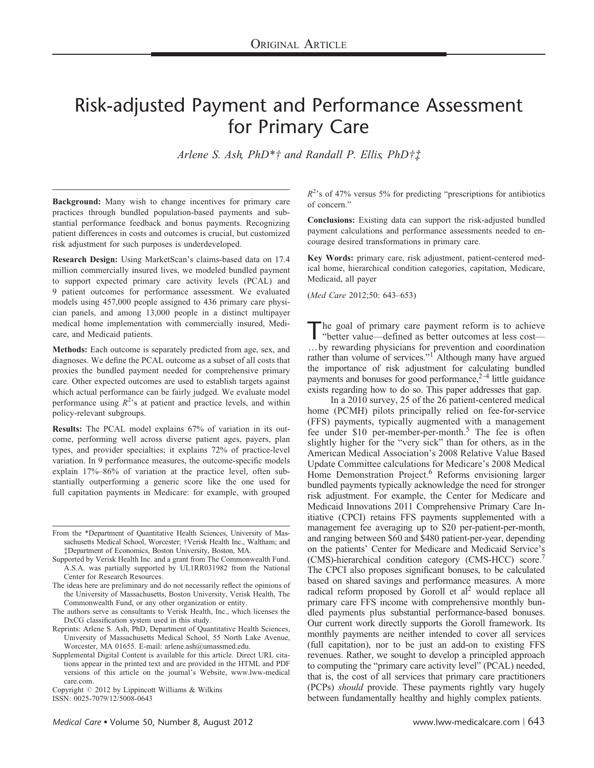ORIGINAL ARTICLE

# Risk-adjusted Payment and Performance Assessment for Primary Care

*Arlene S. Ash, PhD*[*†] *and Randall P. Ellis, PhD*[†‡]

**Background:** Many wish to change incentives for primary care practices through bundled population-based payments and substantial performance feedback and bonus payments. Recognizing patient differences in costs and outcomes is crucial, but customized risk adjustment for such purposes is underdeveloped.

**Research Design:** Using MarketScan's claims-based data on 17.4 million commercially insured lives, we modeled bundled payment to support expected primary care activity levels (PCAL) and 9 patient outcomes for performance assessment. We evaluated models using 457,000 people assigned to 436 primary care physician panels, and among 13,000 people in a distinct multipayer medical home implementation with commercially insured, Medicare, and Medicaid patients.

**Methods:** Each outcome is separately predicted from age, sex, and diagnoses. We define the PCAL outcome as a subset of all costs that proxies the bundled payment needed for comprehensive primary care. Other expected outcomes are used to establish targets against which actual performance can be fairly judged. We evaluate model performance using $R^2$'s at patient and practice levels, and within policy-relevant subgroups.

**Results:** The PCAL model explains 67% of variation in its outcome, performing well across diverse patient ages, payers, plan types, and provider specialties; it explains 72% of practice-level variation. In 9 performance measures, the outcome-specific models explain 17%–86% of variation at the practice level, often substantially outperforming a generic score like the one used for full capitation payments in Medicare: for example, with grouped $R^2$'s of 47% versus 5% for predicting "prescriptions for antibiotics of concern."

**Conclusions:** Existing data can support the risk-adjusted bundled payment calculations and performance assessments needed to encourage desired transformations in primary care.

**Key Words:** primary care, risk adjustment, patient-centered medical home, hierarchical condition categories, capitation, Medicare, Medicaid, all payer

(*Med Care* 2012;50: 643–653)

From the *Department of Quantitative Health Sciences, University of Massachusetts Medical School, Worcester; †Verisk Health Inc., Waltham; and ‡Department of Economics, Boston University, Boston, MA.

Supported by Verisk Health Inc. and a grant from The Commonwealth Fund. A.S.A. was partially supported by UL1RR031982 from the National Center for Research Resources.

The ideas here are preliminary and do not necessarily reflect the opinions of the University of Massachusetts, Boston University, Verisk Health, The Commonwealth Fund, or any other organization or entity.

The authors serve as consultants to Verisk Health, Inc., which licenses the DxCG classification system used in this study.

Reprints: Arlene S. Ash, PhD, Department of Quantitative Health Sciences, University of Massachusetts Medical School, 55 North Lake Avenue, Worcester, MA 01655. E-mail: arlene.ash@umassmed.edu.

Supplemental Digital Content is available for this article. Direct URL citations appear in the printed text and are provided in the HTML and PDF versions of this article on the journal's Website, www.lww-medicalcare.com.

Copyright © 2012 by Lippincott Williams & Wilkins
ISSN: 0025-7079/12/5008-0643

The goal of primary care payment reform is to achieve "better value—defined as better outcomes at less cost—…by rewarding physicians for prevention and coordination rather than volume of services."[1] Although many have argued the importance of risk adjustment for calculating bundled payments and bonuses for good performance,[2–4] little guidance exists regarding how to do so. This paper addresses that gap.

In a 2010 survey, 25 of the 26 patient-centered medical home (PCMH) pilots principally relied on fee-for-service (FFS) payments, typically augmented with a management fee under \$10 per-member-per-month.[5] The fee is often slightly higher for the "very sick" than for others, as in the American Medical Association's 2008 Relative Value Based Update Committee calculations for Medicare's 2008 Medical Home Demonstration Project.[6] Reforms envisioning larger bundled payments typically acknowledge the need for stronger risk adjustment. For example, the Center for Medicare and Medicaid Innovations 2011 Comprehensive Primary Care Initiative (CPCI) retains FFS payments supplemented with a management fee averaging up to \$20 per-patient-per-month, and ranging between \$60 and \$480 patient-per-year, depending on the patients' Center for Medicare and Medicaid Service's (CMS)-hierarchical condition category (CMS-HCC) score.[7] The CPCI also proposes significant bonuses, to be calculated based on shared savings and performance measures. A more radical reform proposed by Goroll et al[2] would replace all primary care FFS income with comprehensive monthly bundled payments plus substantial performance-based bonuses. Our current work directly supports the Goroll framework. Its monthly payments are neither intended to cover all services (full capitation), nor to be just an add-on to existing FFS revenues. Rather, we sought to develop a principled approach to computing the "primary care activity level" (PCAL) needed, that is, the cost of all services that primary care practitioners (PCPs) *should* provide. These payments rightly vary hugely between fundamentally healthy and highly complex patients.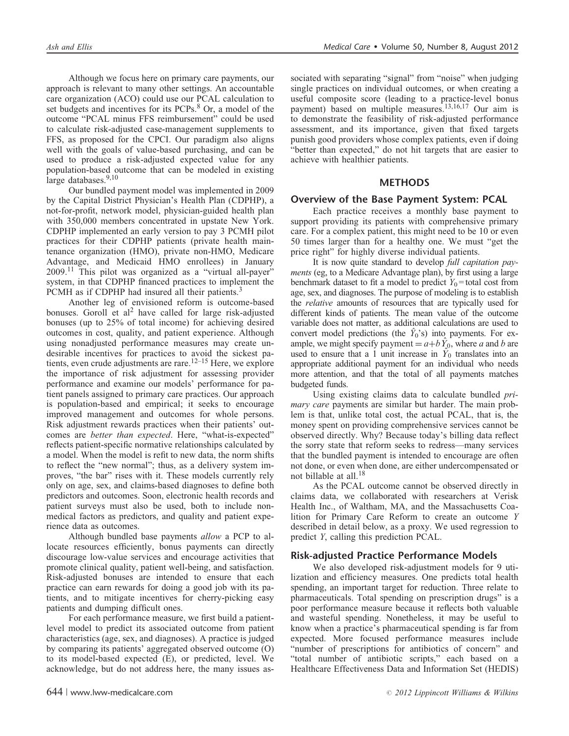Although we focus here on primary care payments, our approach is relevant to many other settings. An accountable care organization (ACO) could use our PCAL calculation to set budgets and incentives for its PCPs.[8] Or, a model of the outcome "PCAL minus FFS reimbursement" could be used to calculate risk-adjusted case-management supplements to FFS, as proposed for the CPCI. Our paradigm also aligns well with the goals of value-based purchasing, and can be used to produce a risk-adjusted expected value for any population-based outcome that can be modeled in existing large databases.[9,10]

Our bundled payment model was implemented in 2009 by the Capital District Physician's Health Plan (CDPHP), a not-for-profit, network model, physician-guided health plan with 350,000 members concentrated in upstate New York. CDPHP implemented an early version to pay 3 PCMH pilot practices for their CDPHP patients (private health maintenance organization (HMO), private non-HMO, Medicare Advantage, and Medicaid HMO enrollees) in January 2009.[11] This pilot was organized as a "virtual all-payer" system, in that CDPHP financed practices to implement the PCMH as if CDPHP had insured all their patients.[3]

Another leg of envisioned reform is outcome-based bonuses. Goroll et al[2] have called for large risk-adjusted bonuses (up to 25% of total income) for achieving desired outcomes in cost, quality, and patient experience. Although using nonadjusted performance measures may create undesirable incentives for practices to avoid the sickest patients, even crude adjustments are rare.[12–15] Here, we explore the importance of risk adjustment for assessing provider performance and examine our models' performance for patient panels assigned to primary care practices. Our approach is population-based and empirical; it seeks to encourage improved management and outcomes for whole persons. Risk adjustment rewards practices when their patients' outcomes are *better than expected*. Here, "what-is-expected" reflects patient-specific normative relationships calculated by a model. When the model is refit to new data, the norm shifts to reflect the "new normal"; thus, as a delivery system improves, "the bar" rises with it. These models currently rely only on age, sex, and claims-based diagnoses to define both predictors and outcomes. Soon, electronic health records and patient surveys must also be used, both to include nonmedical factors as predictors, and quality and patient experience data as outcomes.

Although bundled base payments *allow* a PCP to allocate resources efficiently, bonus payments can directly discourage low-value services and encourage activities that promote clinical quality, patient well-being, and satisfaction. Risk-adjusted bonuses are intended to ensure that each practice can earn rewards for doing a good job with its patients, and to mitigate incentives for cherry-picking easy patients and dumping difficult ones.

For each performance measure, we first build a patient-level model to predict its associated outcome from patient characteristics (age, sex, and diagnoses). A practice is judged by comparing its patients' aggregated observed outcome (O) to its model-based expected (E), or predicted, level. We acknowledge, but do not address here, the many issues associated with separating "signal" from "noise" when judging single practices on individual outcomes, or when creating a useful composite score (leading to a practice-level bonus payment) based on multiple measures.[13,16,17] Our aim is to demonstrate the feasibility of risk-adjusted performance assessment, and its importance, given that fixed targets punish good providers whose complex patients, even if doing "better than expected," do not hit targets that are easier to achieve with healthier patients.

## METHODS

### Overview of the Base Payment System: PCAL

Each practice receives a monthly base payment to support providing its patients with comprehensive primary care. For a complex patient, this might need to be 10 or even 50 times larger than for a healthy one. We must "get the price right" for highly diverse individual patients.

It is now quite standard to develop *full capitation payments* (eg, to a Medicare Advantage plan), by first using a large benchmark dataset to fit a model to predict $Y_0$ = total cost from age, sex, and diagnoses. The purpose of modeling is to establish the *relative* amounts of resources that are typically used for different kinds of patients. The mean value of the outcome variable does not matter, as additional calculations are used to convert model predictions (the $\hat{Y}_0$'s) into payments. For example, we might specify payment $= a + b\hat{Y}_0$, where $a$ and $b$ are used to ensure that a 1 unit increase in $\hat{Y}_0$ translates into an appropriate additional payment for an individual who needs more attention, and that the total of all payments matches budgeted funds.

Using existing claims data to calculate bundled *primary care* payments are similar but harder. The main problem is that, unlike total cost, the actual PCAL, that is, the money spent on providing comprehensive services cannot be observed directly. Why? Because today's billing data reflect the sorry state that reform seeks to redress—many services that the bundled payment is intended to encourage are often not done, or even when done, are either undercompensated or not billable at all.[18]

As the PCAL outcome cannot be observed directly in claims data, we collaborated with researchers at Verisk Health Inc., of Waltham, MA, and the Massachusetts Coalition for Primary Care Reform to create an outcome $Y$ described in detail below, as a proxy. We used regression to predict $Y$, calling this prediction PCAL.

### Risk-adjusted Practice Performance Models

We also developed risk-adjustment models for 9 utilization and efficiency measures. One predicts total health spending, an important target for reduction. Three relate to pharmaceuticals. Total spending on prescription drugs" is a poor performance measure because it reflects both valuable and wasteful spending. Nonetheless, it may be useful to know when a practice's pharmaceutical spending is far from expected. More focused performance measures include "number of prescriptions for antibiotics of concern" and "total number of antibiotic scripts," each based on a Healthcare Effectiveness Data and Information Set (HEDIS)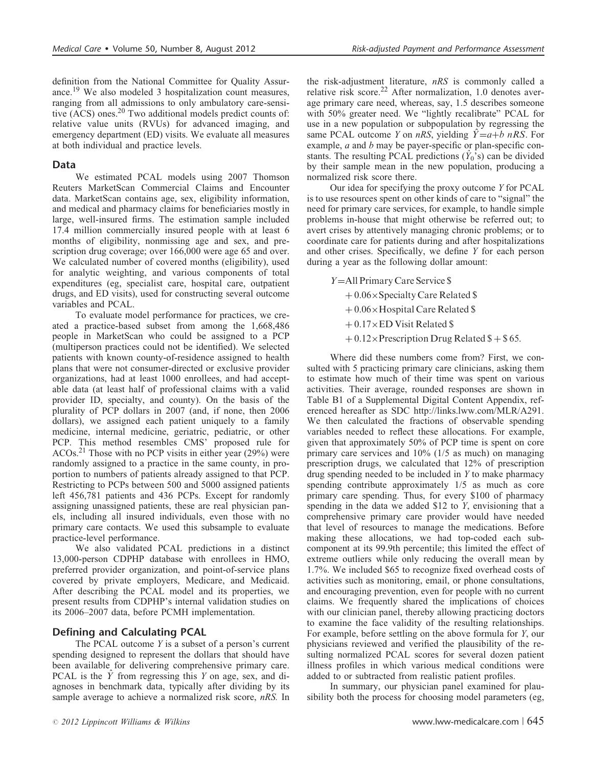definition from the National Committee for Quality Assurance.[19] We also modeled 3 hospitalization count measures, ranging from all admissions to only ambulatory care-sensitive (ACS) ones.[20] Two additional models predict counts of: relative value units (RVUs) for advanced imaging, and emergency department (ED) visits. We evaluate all measures at both individual and practice levels.

## Data

We estimated PCAL models using 2007 Thomson Reuters MarketScan Commercial Claims and Encounter data. MarketScan contains age, sex, eligibility information, and medical and pharmacy claims for beneficiaries mostly in large, well-insured firms. The estimation sample included 17.4 million commercially insured people with at least 6 months of eligibility, nonmissing age and sex, and prescription drug coverage; over 166,000 were age 65 and over. We calculated number of covered months (eligibility), used for analytic weighting, and various components of total expenditures (eg, specialist care, hospital care, outpatient drugs, and ED visits), used for constructing several outcome variables and PCAL.

To evaluate model performance for practices, we created a practice-based subset from among the 1,668,486 people in MarketScan who could be assigned to a PCP (multiperson practices could not be identified). We selected patients with known county-of-residence assigned to health plans that were not consumer-directed or exclusive provider organizations, had at least 1000 enrollees, and had acceptable data (at least half of professional claims with a valid provider ID, specialty, and county). On the basis of the plurality of PCP dollars in 2007 (and, if none, then 2006 dollars), we assigned each patient uniquely to a family medicine, internal medicine, geriatric, pediatric, or other PCP. This method resembles CMS' proposed rule for ACOs.[21] Those with no PCP visits in either year (29%) were randomly assigned to a practice in the same county, in proportion to numbers of patients already assigned to that PCP. Restricting to PCPs between 500 and 5000 assigned patients left 456,781 patients and 436 PCPs. Except for randomly assigning unassigned patients, these are real physician panels, including all insured individuals, even those with no primary care contacts. We used this subsample to evaluate practice-level performance.

We also validated PCAL predictions in a distinct 13,000-person CDPHP database with enrollees in HMO, preferred provider organization, and point-of-service plans covered by private employers, Medicare, and Medicaid. After describing the PCAL model and its properties, we present results from CDPHP's internal validation studies on its 2006–2007 data, before PCMH implementation.

## Defining and Calculating PCAL

The PCAL outcome $Y$ is a subset of a person's current spending designed to represent the dollars that should have been available for delivering comprehensive primary care. PCAL is the $\hat{Y}$ from regressing this $Y$ on age, sex, and diagnoses in benchmark data, typically after dividing by its sample average to achieve a normalized risk score, *nRS*. In the risk-adjustment literature, *nRS* is commonly called a relative risk score.[22] After normalization, 1.0 denotes average primary care need, whereas, say, 1.5 describes someone with 50% greater need. We "lightly recalibrate" PCAL for use in a new population or subpopulation by regressing the same PCAL outcome $Y$ on *nRS*, yielding $\hat{Y}=a+b\ nRS$. For example, $a$ and $b$ may be payer-specific or plan-specific constants. The resulting PCAL predictions ($\hat{Y}_0$'s) can be divided by their sample mean in the new population, producing a normalized risk score there.

Our idea for specifying the proxy outcome $Y$ for PCAL is to use resources spent on other kinds of care to "signal" the need for primary care services, for example, to handle simple problems in-house that might otherwise be referred out; to avert crises by attentively managing chronic problems; or to coordinate care for patients during and after hospitalizations and other crises. Specifically, we define $Y$ for each person during a year as the following dollar amount:

$$
\begin{aligned}
Y = &\text{All Primary Care Service \$} \\
&+ 0.06 \times \text{Specialty Care Related \$} \\
&+ 0.06 \times \text{Hospital Care Related \$} \\
&+ 0.17 \times \text{ED Visit Related \$} \\
&+ 0.12 \times \text{Prescription Drug Related \$} + \$65.
\end{aligned}
$$

Where did these numbers come from? First, we consulted with 5 practicing primary care clinicians, asking them to estimate how much of their time was spent on various activities. Their average, rounded responses are shown in Table B1 of a Supplemental Digital Content Appendix, referenced hereafter as SDC http://links.lww.com/MLR/A291. We then calculated the fractions of observable spending variables needed to reflect these allocations. For example, given that approximately 50% of PCP time is spent on core primary care services and 10% (1/5 as much) on managing prescription drugs, we calculated that 12% of prescription drug spending needed to be included in $Y$ to make pharmacy spending contribute approximately 1/5 as much as core primary care spending. Thus, for every \$100 of pharmacy spending in the data we added \$12 to $Y$, envisioning that a comprehensive primary care provider would have needed that level of resources to manage the medications. Before making these allocations, we had top-coded each subcomponent at its 99.9th percentile; this limited the effect of extreme outliers while only reducing the overall mean by 1.7%. We included \$65 to recognize fixed overhead costs of activities such as monitoring, email, or phone consultations, and encouraging prevention, even for people with no current claims. We frequently shared the implications of choices with our clinician panel, thereby allowing practicing doctors to examine the face validity of the resulting relationships. For example, before settling on the above formula for $Y$, our physicians reviewed and verified the plausibility of the resulting normalized PCAL scores for several dozen patient illness profiles in which various medical conditions were added to or subtracted from realistic patient profiles.

In summary, our physician panel examined for plausibility both the process for choosing model parameters (eg,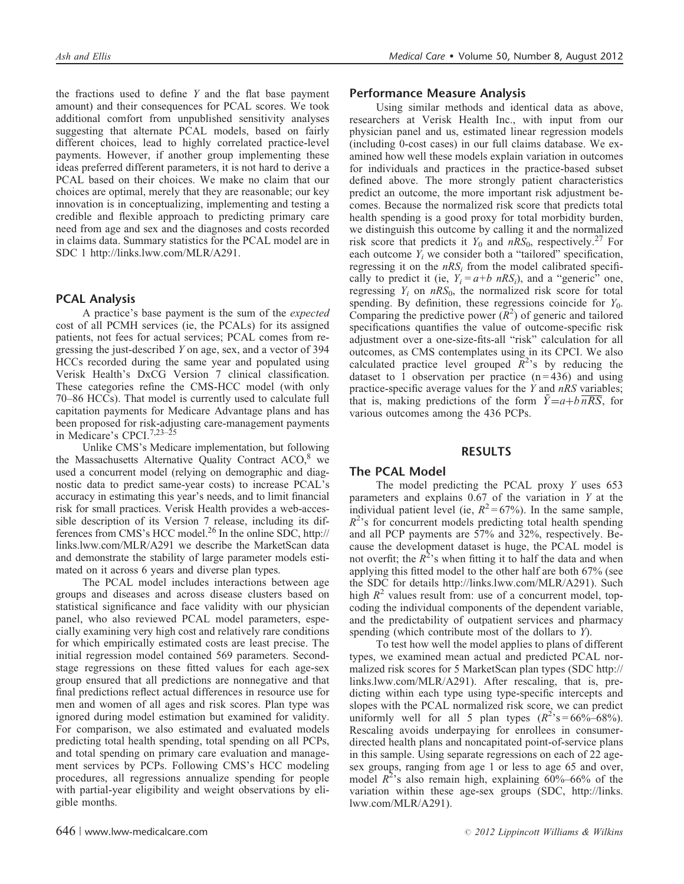the fractions used to define $Y$ and the flat base payment amount) and their consequences for PCAL scores. We took additional comfort from unpublished sensitivity analyses suggesting that alternate PCAL models, based on fairly different choices, lead to highly correlated practice-level payments. However, if another group implementing these ideas preferred different parameters, it is not hard to derive a PCAL based on their choices. We make no claim that our choices are optimal, merely that they are reasonable; our key innovation is in conceptualizing, implementing and testing a credible and flexible approach to predicting primary care need from age and sex and the diagnoses and costs recorded in claims data. Summary statistics for the PCAL model are in SDC 1 http://links.lww.com/MLR/A291.

## PCAL Analysis

A practice's base payment is the sum of the *expected* cost of all PCMH services (ie, the PCALs) for its assigned patients, not fees for actual services; PCAL comes from regressing the just-described $Y$ on age, sex, and a vector of 394 HCCs recorded during the same year and populated using Verisk Health's DxCG Version 7 clinical classification. These categories refine the CMS-HCC model (with only 70–86 HCCs). That model is currently used to calculate full capitation payments for Medicare Advantage plans and has been proposed for risk-adjusting care-management payments in Medicare's CPCI.[7,23–25]

Unlike CMS's Medicare implementation, but following the Massachusetts Alternative Quality Contract ACO,[8] we used a concurrent model (relying on demographic and diagnostic data to predict same-year costs) to increase PCAL's accuracy in estimating this year's needs, and to limit financial risk for small practices. Verisk Health provides a web-accessible description of its Version 7 release, including its differences from CMS's HCC model.[26] In the online SDC, http://links.lww.com/MLR/A291 we describe the MarketScan data and demonstrate the stability of large parameter models estimated on it across 6 years and diverse plan types.

The PCAL model includes interactions between age groups and diseases and across disease clusters based on statistical significance and face validity with our physician panel, who also reviewed PCAL model parameters, especially examining very high cost and relatively rare conditions for which empirically estimated costs are least precise. The initial regression model contained 569 parameters. Second-stage regressions on these fitted values for each age-sex group ensured that all predictions are nonnegative and that final predictions reflect actual differences in resource use for men and women of all ages and risk scores. Plan type was ignored during model estimation but examined for validity. For comparison, we also estimated and evaluated models predicting total health spending, total spending on all PCPs, and total spending on primary care evaluation and management services by PCPs. Following CMS's HCC modeling procedures, all regressions annualize spending for people with partial-year eligibility and weight observations by eligible months.

## Performance Measure Analysis

Using similar methods and identical data as above, researchers at Verisk Health Inc., with input from our physician panel and us, estimated linear regression models (including 0-cost cases) in our full claims database. We examined how well these models explain variation in outcomes for individuals and practices in the practice-based subset defined above. The more strongly patient characteristics predict an outcome, the more important risk adjustment becomes. Because the normalized risk score that predicts total health spending is a good proxy for total morbidity burden, we distinguish this outcome by calling it and the normalized risk score that predicts it $Y_0$ and $nRS_0$, respectively.[27] For each outcome $Y_i$ we consider both a "tailored" specification, regressing it on the $nRS_i$ from the model calibrated specifically to predict it (ie, $Y_i = a+b\ nRS_i$), and a "generic" one, regressing $Y_i$ on $nRS_0$, the normalized risk score for total spending. By definition, these regressions coincide for $Y_0$. Comparing the predictive power ($R^2$) of generic and tailored specifications quantifies the value of outcome-specific risk adjustment over a one-size-fits-all "risk" calculation for all outcomes, as CMS contemplates using in its CPCI. We also calculated practice level grouped $R^2$'s by reducing the dataset to 1 observation per practice ($n = 436$) and using practice-specific average values for the $Y$ and $nRS$ variables; that is, making predictions of the form $\bar{Y} = a + b\,\overline{nRS}$, for various outcomes among the 436 PCPs.

# RESULTS

## The PCAL Model

The model predicting the PCAL proxy $Y$ uses 653 parameters and explains 0.67 of the variation in $Y$ at the individual patient level (ie, $R^2 = 67\%$). In the same sample, $R^2$'s for concurrent models predicting total health spending and all PCP payments are 57% and 32%, respectively. Because the development dataset is huge, the PCAL model is not overfit; the $R^2$'s when fitting it to half the data and when applying this fitted model to the other half are both 67% (see the SDC for details http://links.lww.com/MLR/A291). Such high $R^2$ values result from: use of a concurrent model, top-coding the individual components of the dependent variable, and the predictability of outpatient services and pharmacy spending (which contribute most of the dollars to $Y$).

To test how well the model applies to plans of different types, we examined mean actual and predicted PCAL normalized risk scores for 5 MarketScan plan types (SDC http://links.lww.com/MLR/A291). After rescaling, that is, predicting within each type using type-specific intercepts and slopes with the PCAL normalized risk score, we can predict uniformly well for all 5 plan types ($R^2$'s = 66%–68%). Rescaling avoids underpaying for enrollees in consumer-directed health plans and noncapitated point-of-service plans in this sample. Using separate regressions on each of 22 age-sex groups, ranging from age 1 or less to age 65 and over, model $R^2$'s also remain high, explaining 60%–66% of the variation within these age-sex groups (SDC, http://links.lww.com/MLR/A291).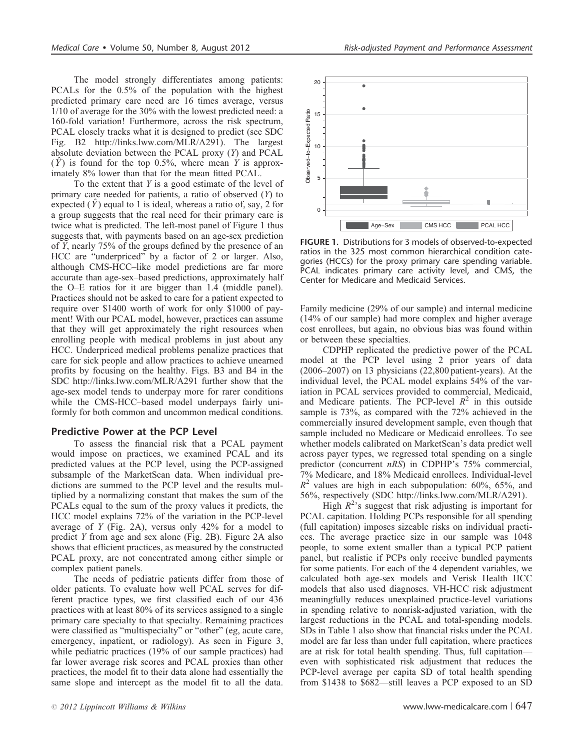The model strongly differentiates among patients: PCALs for the 0.5% of the population with the highest predicted primary care need are 16 times average, versus 1/10 of average for the 30% with the lowest predicted need: a 160-fold variation! Furthermore, across the risk spectrum, PCAL closely tracks what it is designed to predict (see SDC Fig. B2 http://links.lww.com/MLR/A291). The largest absolute deviation between the PCAL proxy ($Y$) and PCAL ($\hat{Y}$) is found for the top 0.5%, where mean $Y$ is approximately 8% lower than that for the mean fitted PCAL.

To the extent that $Y$ is a good estimate of the level of primary care needed for patients, a ratio of observed ($Y$) to expected ($\hat{Y}$) equal to 1 is ideal, whereas a ratio of, say, 2 for a group suggests that the real need for their primary care is twice what is predicted. The left-most panel of Figure 1 thus suggests that, with payments based on an age-sex prediction of $Y$, nearly 75% of the groups defined by the presence of an HCC are "underpriced" by a factor of 2 or larger. Also, although CMS-HCC–like model predictions are far more accurate than age-sex–based predictions, approximately half the O–E ratios for it are bigger than 1.4 (middle panel). Practices should not be asked to care for a patient expected to require over \$1400 worth of work for only \$1000 of payment! With our PCAL model, however, practices can assume that they will get approximately the right resources when enrolling people with medical problems in just about any HCC. Underpriced medical problems penalize practices that care for sick people and allow practices to achieve unearned profits by focusing on the healthy. Figs. B3 and B4 in the SDC http://links.lww.com/MLR/A291 further show that the age-sex model tends to underpay more for rarer conditions while the CMS-HCC–based model underpays fairly uniformly for both common and uncommon medical conditions.

## Predictive Power at the PCP Level

To assess the financial risk that a PCAL payment would impose on practices, we examined PCAL and its predicted values at the PCP level, using the PCP-assigned subsample of the MarketScan data. When individual predictions are summed to the PCP level and the results multiplied by a normalizing constant that makes the sum of the PCALs equal to the sum of the proxy values it predicts, the HCC model explains 72% of the variation in the PCP-level average of $Y$ (Fig. 2A), versus only 42% for a model to predict $Y$ from age and sex alone (Fig. 2B). Figure 2A also shows that efficient practices, as measured by the constructed PCAL proxy, are not concentrated among either simple or complex patient panels.

The needs of pediatric patients differ from those of older patients. To evaluate how well PCAL serves for different practice types, we first classified each of our 436 practices with at least 80% of its services assigned to a single primary care specialty to that specialty. Remaining practices were classified as "multispecialty" or "other" (eg, acute care, emergency, inpatient, or radiology). As seen in Figure 3, while pediatric practices (19% of our sample practices) had far lower average risk scores and PCAL proxies than other practices, the model fit to their data alone had essentially the same slope and intercept as the model fit to all the data.

Observed-to-Expected Ratio
20
15
10
5
0
Age–Sex
CMS HCC
PCAL HCC

**FIGURE 1.** Distributions for 3 models of observed-to-expected ratios in the 325 most common hierarchical condition categories (HCCs) for the proxy primary care spending variable. PCAL indicates primary care activity level, and CMS, the Center for Medicare and Medicaid Services.

Family medicine (29% of our sample) and internal medicine (14% of our sample) had more complex and higher average cost enrollees, but again, no obvious bias was found within or between these specialties.

CDPHP replicated the predictive power of the PCAL model at the PCP level using 2 prior years of data (2006–2007) on 13 physicians (22,800 patient-years). At the individual level, the PCAL model explains 54% of the variation in PCAL services provided to commercial, Medicaid, and Medicare patients. The PCP-level $R^2$ in this outside sample is 73%, as compared with the 72% achieved in the commercially insured development sample, even though that sample included no Medicare or Medicaid enrollees. To see whether models calibrated on MarketScan's data predict well across payer types, we regressed total spending on a single predictor (concurrent *nRS*) in CDPHP's 75% commercial, 7% Medicare, and 18% Medicaid enrollees. Individual-level $R^2$ values are high in each subpopulation: 60%, 65%, and 56%, respectively (SDC http://links.lww.com/MLR/A291).

High $R^2$'s suggest that risk adjusting is important for PCAL capitation. Holding PCPs responsible for all spending (full capitation) imposes sizeable risks on individual practices. The average practice size in our sample was 1048 people, to some extent smaller than a typical PCP patient panel, but realistic if PCPs only receive bundled payments for some patients. For each of the 4 dependent variables, we calculated both age-sex models and Verisk Health HCC models that also used diagnoses. VH-HCC risk adjustment meaningfully reduces unexplained practice-level variations in spending relative to nonrisk-adjusted variation, with the largest reductions in the PCAL and total-spending models. SDs in Table 1 also show that financial risks under the PCAL model are far less than under full capitation, where practices are at risk for total health spending. Thus, full capitation—even with sophisticated risk adjustment that reduces the PCP-level average per capita SD of total health spending from \$1438 to \$682—still leaves a PCP exposed to an SD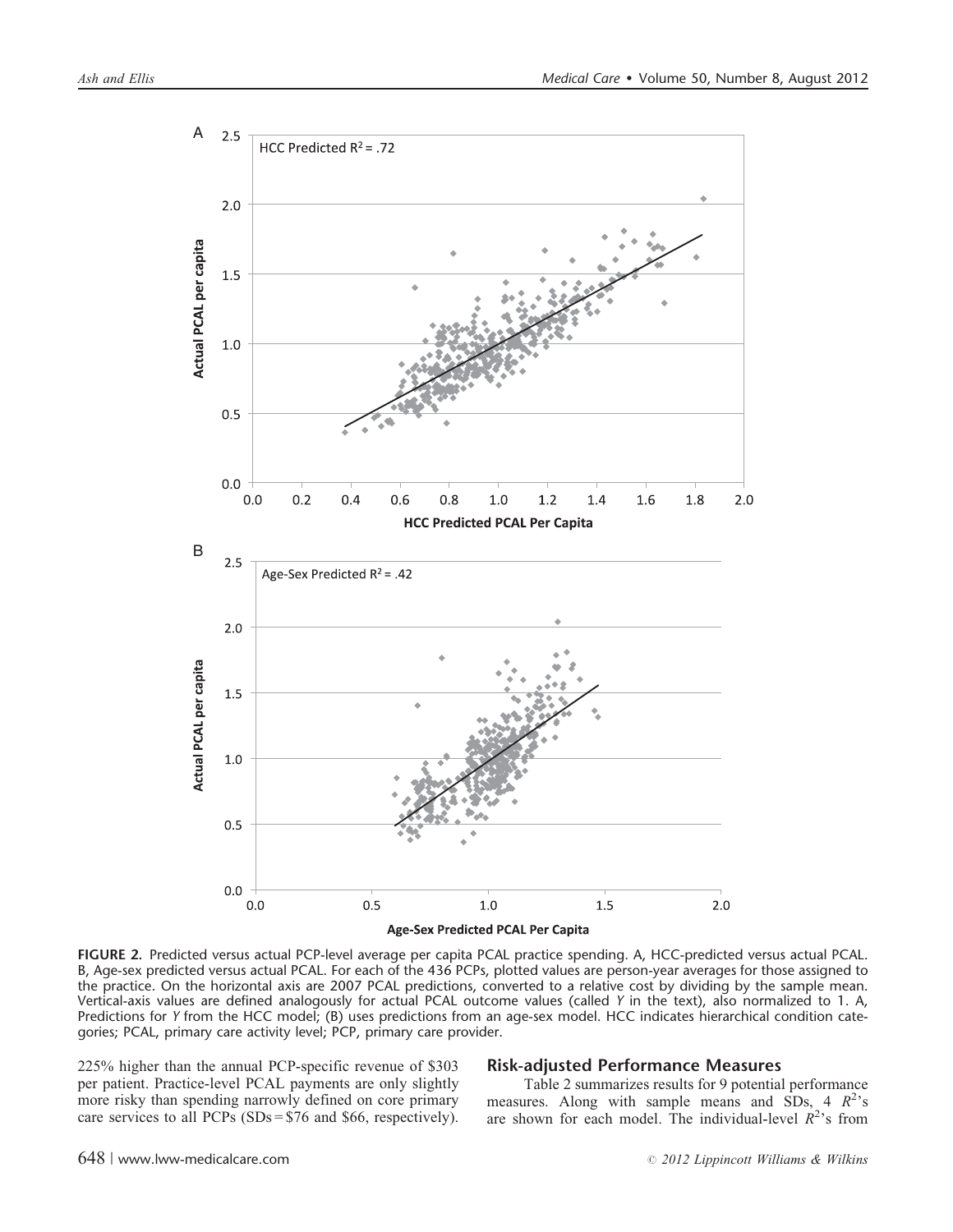A

HCC Predicted $R^2$ = .72

2.5
2.0
1.5
1.0
0.5
0.0

Actual PCAL per capita

0.0 0.2 0.4 0.6 0.8 1.0 1.2 1.4 1.6 1.8 2.0

HCC Predicted PCAL Per Capita

B

Age-Sex Predicted $R^2$ = .42

2.5
2.0
1.5
1.0
0.5
0.0

Actual PCAL per capita

0.0 0.5 1.0 1.5 2.0

Age-Sex Predicted PCAL Per Capita

**FIGURE 2.** Predicted versus actual PCP-level average per capita PCAL practice spending. A, HCC-predicted versus actual PCAL. B, Age-sex predicted versus actual PCAL. For each of the 436 PCPs, plotted values are person-year averages for those assigned to the practice. On the horizontal axis are 2007 PCAL predictions, converted to a relative cost by dividing by the sample mean. Vertical-axis values are defined analogously for actual PCAL outcome values (called *Y* in the text), also normalized to 1. A, Predictions for *Y* from the HCC model; (B) uses predictions from an age-sex model. HCC indicates hierarchical condition categories; PCAL, primary care activity level; PCP, primary care provider.

225% higher than the annual PCP-specific revenue of $303 per patient. Practice-level PCAL payments are only slightly more risky than spending narrowly defined on core primary care services to all PCPs (SDs = $76 and $66, respectively).

## Risk-adjusted Performance Measures

Table 2 summarizes results for 9 potential performance measures. Along with sample means and SDs, 4 $R^2$'s are shown for each model. The individual-level $R^2$'s from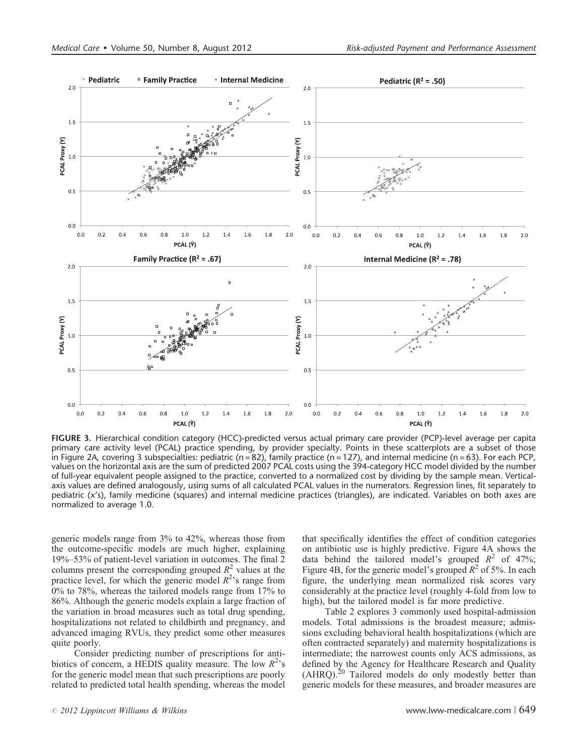× Pediatric ▫ Family Practice ▴ Internal Medicine

PCAL Proxy (Y)

PCAL (Ŷ)

Pediatric ($R^2$ = .50)

Family Practice ($R^2$ = .67)

Internal Medicine ($R^2$ = .78)

**FIGURE 3.** Hierarchical condition category (HCC)-predicted versus actual primary care provider (PCP)-level average per capita primary care activity level (PCAL) practice spending, by provider specialty. Points in these scatterplots are a subset of those in Figure 2A, covering 3 subspecialties: pediatric (n = 82), family practice (n = 127), and internal medicine (n = 63). For each PCP, values on the horizontal axis are the sum of predicted 2007 PCAL costs using the 394-category HCC model divided by the number of full-year equivalent people assigned to the practice, converted to a normalized cost by dividing by the sample mean. Vertical-axis values are defined analogously, using sums of all calculated PCAL values in the numerators. Regression lines, fit separately to pediatric (x's), family medicine (squares) and internal medicine practices (triangles), are indicated. Variables on both axes are normalized to average 1.0.

generic models range from 3% to 42%, whereas those from the outcome-specific models are much higher, explaining 19%–53% of patient-level variation in outcomes. The final 2 columns present the corresponding grouped $R^2$ values at the practice level, for which the generic model $R^2$'s range from 0% to 78%, whereas the tailored models range from 17% to 86%. Although the generic models explain a large fraction of the variation in broad measures such as total drug spending, hospitalizations not related to childbirth and pregnancy, and advanced imaging RVUs, they predict some other measures quite poorly.

Consider predicting number of prescriptions for antibiotics of concern, a HEDIS quality measure. The low $R^2$'s for the generic model mean that such prescriptions are poorly related to predicted total health spending, whereas the model that specifically identifies the effect of condition categories on antibiotic use is highly predictive. Figure 4A shows the data behind the tailored model's grouped $R^2$ of 47%; Figure 4B, for the generic model's grouped $R^2$ of 5%. In each figure, the underlying mean normalized risk scores vary considerably at the practice level (roughly 4-fold from low to high), but the tailored model is far more predictive.

Table 2 explores 3 commonly used hospital-admission models. Total admissions is the broadest measure; admissions excluding behavioral health hospitalizations (which are often contracted separately) and maternity hospitalizations is intermediate; the narrowest counts only ACS admissions, as defined by the Agency for Healthcare Research and Quality (AHRQ).[20] Tailored models do only modestly better than generic models for these measures, and broader measures are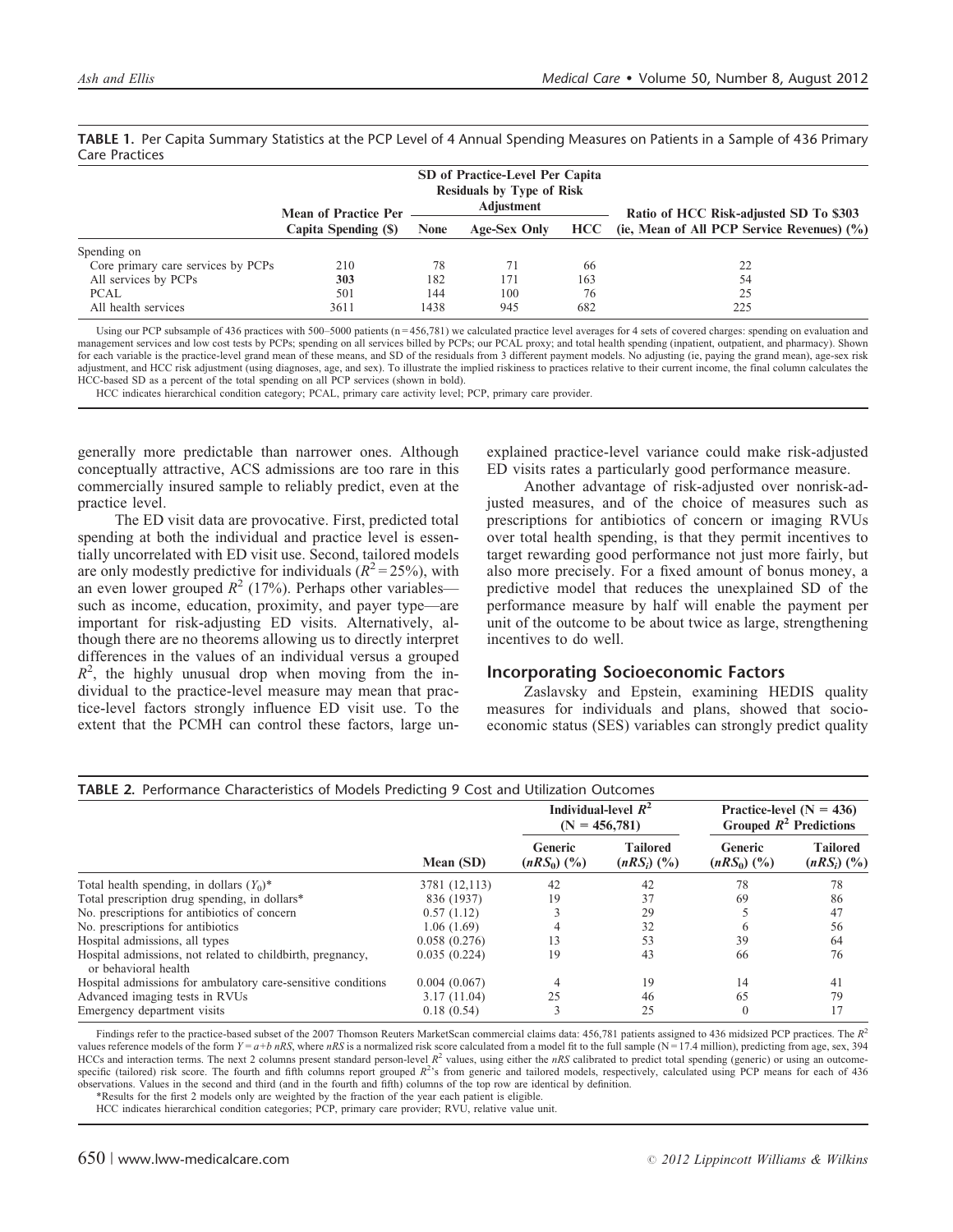**TABLE 1.** Per Capita Summary Statistics at the PCP Level of 4 Annual Spending Measures on Patients in a Sample of 436 Primary Care Practices

| | Mean of Practice Per Capita Spending ($) | SD of Practice-Level Per Capita Residuals by Type of Risk Adjustment | | | Ratio of HCC Risk-adjusted SD To $303 (ie, Mean of All PCP Service Revenues) (%) |
|---|---|---|---|---|---|
| | | None | Age-Sex Only | HCC | |
| Spending on | | | | | |
| Core primary care services by PCPs | 210 | 78 | 71 | 66 | 22 |
| All services by PCPs | **303** | 182 | 171 | 163 | 54 |
| PCAL | 501 | 144 | 100 | 76 | 25 |
| All health services | 3611 | 1438 | 945 | 682 | 225 |

Using our PCP subsample of 436 practices with 500–5000 patients (n = 456,781) we calculated practice level averages for 4 sets of covered charges: spending on evaluation and management services and low cost tests by PCPs; spending on all services billed by PCPs; our PCAL proxy; and total health spending (inpatient, outpatient, and pharmacy). Shown for each variable is the practice-level grand mean of these means, and SD of the residuals from 3 different payment models. No adjusting (ie, paying the grand mean), age-sex risk adjustment, and HCC risk adjustment (using diagnoses, age, and sex). To illustrate the implied riskiness to practices relative to their current income, the final column calculates the HCC-based SD as a percent of the total spending on all PCP services (shown in bold).

HCC indicates hierarchical condition category; PCAL, primary care activity level; PCP, primary care provider.

generally more predictable than narrower ones. Although conceptually attractive, ACS admissions are too rare in this commercially insured sample to reliably predict, even at the practice level.

The ED visit data are provocative. First, predicted total spending at both the individual and practice level is essentially uncorrelated with ED visit use. Second, tailored models are only modestly predictive for individuals ($R^2$ = 25%), with an even lower grouped $R^2$ (17%). Perhaps other variables—such as income, education, proximity, and payer type—are important for risk-adjusting ED visits. Alternatively, although there are no theorems allowing us to directly interpret differences in the values of an individual versus a grouped $R^2$, the highly unusual drop when moving from the individual to the practice-level measure may mean that practice-level factors strongly influence ED visit use. To the extent that the PCMH can control these factors, large unexplained practice-level variance could make risk-adjusted ED visits rates a particularly good performance measure.

Another advantage of risk-adjusted over nonrisk-adjusted measures, and of the choice of measures such as prescriptions for antibiotics of concern or imaging RVUs over total health spending, is that they permit incentives to target rewarding good performance not just more fairly, but also more precisely. For a fixed amount of bonus money, a predictive model that reduces the unexplained SD of the performance measure by half will enable the payment per unit of the outcome to be about twice as large, strengthening incentives to do well.

## Incorporating Socioeconomic Factors

Zaslavsky and Epstein, examining HEDIS quality measures for individuals and plans, showed that socioeconomic status (SES) variables can strongly predict quality

**TABLE 2.** Performance Characteristics of Models Predicting 9 Cost and Utilization Outcomes

| | Mean (SD) | Individual-level $R^2$ (N = 456,781) | | Practice-level (N = 436) Grouped $R^2$ Predictions | |
|---|---|---|---|---|---|
| | | Generic ($nRS_0$) (%) | Tailored ($nRS_i$) (%) | Generic ($nRS_0$) (%) | Tailored ($nRS_i$) (%) |
| Total health spending, in dollars ($Y_0$)* | 3781 (12,113) | 42 | 42 | 78 | 78 |
| Total prescription drug spending, in dollars* | 836 (1937) | 19 | 37 | 69 | 86 |
| No. prescriptions for antibiotics of concern | 0.57 (1.12) | 3 | 29 | 5 | 47 |
| No. prescriptions for antibiotics | 1.06 (1.69) | 4 | 32 | 6 | 56 |
| Hospital admissions, all types | 0.058 (0.276) | 13 | 53 | 39 | 64 |
| Hospital admissions, not related to childbirth, pregnancy, or behavioral health | 0.035 (0.224) | 19 | 43 | 66 | 76 |
| Hospital admissions for ambulatory care-sensitive conditions | 0.004 (0.067) | 4 | 19 | 14 | 41 |
| Advanced imaging tests in RVUs | 3.17 (11.04) | 25 | 46 | 65 | 79 |
| Emergency department visits | 0.18 (0.54) | 3 | 25 | 0 | 17 |

Findings refer to the practice-based subset of the 2007 Thomson Reuters MarketScan commercial claims data: 456,781 patients assigned to 436 midsized PCP practices. The $R^2$ values reference models of the form $Y = a + b\ nRS$, where $nRS$ is a normalized risk score calculated from a model fit to the full sample (N = 17.4 million), predicting from age, sex, 394 HCCs and interaction terms. The next 2 columns present standard person-level $R^2$ values, using either the $nRS$ calibrated to predict total spending (generic) or using an outcome-specific (tailored) risk score. The fourth and fifth columns report grouped $R^2$'s from generic and tailored models, respectively, calculated using PCP means for each of 436 observations. Values in the second and third (and in the fourth and fifth) columns of the top row are identical by definition.

*Results for the first 2 models only are weighted by the fraction of the year each patient is eligible.

HCC indicates hierarchical condition categories; PCP, primary care provider; RVU, relative value unit.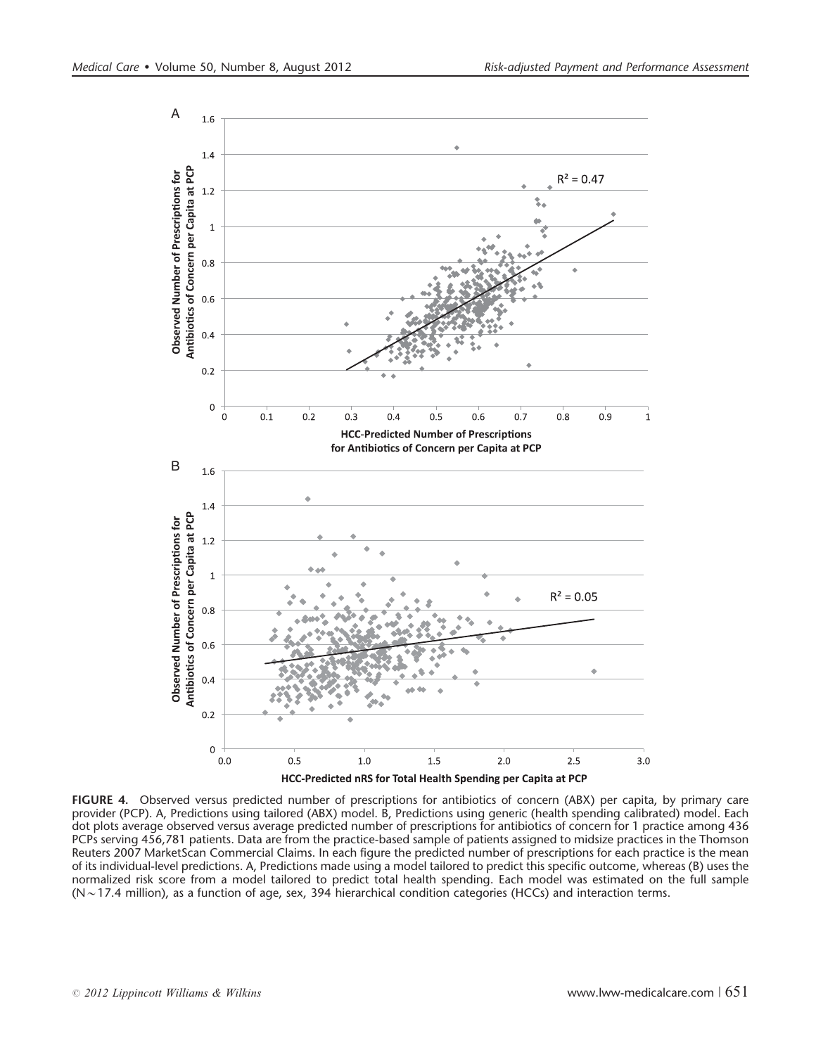A

1.6
1.4
1.2
1
0.8
0.6
0.4
0.2
0

Observed Number of Prescriptions for Antibiotics of Concern per Capita at PCP

$R^2 = 0.47$

0 0.1 0.2 0.3 0.4 0.5 0.6 0.7 0.8 0.9 1

**HCC-Predicted Number of Prescriptions for Antibiotics of Concern per Capita at PCP**

B

1.6
1.4
1.2
1
0.8
0.6
0.4
0.2
0

Observed Number of Prescriptions for Antibiotics of Concern per Capita at PCP

$R^2 = 0.05$

0.0 0.5 1.0 1.5 2.0 2.5 3.0

**HCC-Predicted nRS for Total Health Spending per Capita at PCP**

**FIGURE 4.** Observed versus predicted number of prescriptions for antibiotics of concern (ABX) per capita, by primary care provider (PCP). A, Predictions using tailored (ABX) model. B, Predictions using generic (health spending calibrated) model. Each dot plots average observed versus average predicted number of prescriptions for antibiotics of concern for 1 practice among 436 PCPs serving 456,781 patients. Data are from the practice-based sample of patients assigned to midsize practices in the Thomson Reuters 2007 MarketScan Commercial Claims. In each figure the predicted number of prescriptions for each practice is the mean of its individual-level predictions. A, Predictions made using a model tailored to predict this specific outcome, whereas (B) uses the normalized risk score from a model tailored to predict total health spending. Each model was estimated on the full sample (N ~ 17.4 million), as a function of age, sex, 394 hierarchical condition categories (HCCs) and interaction terms.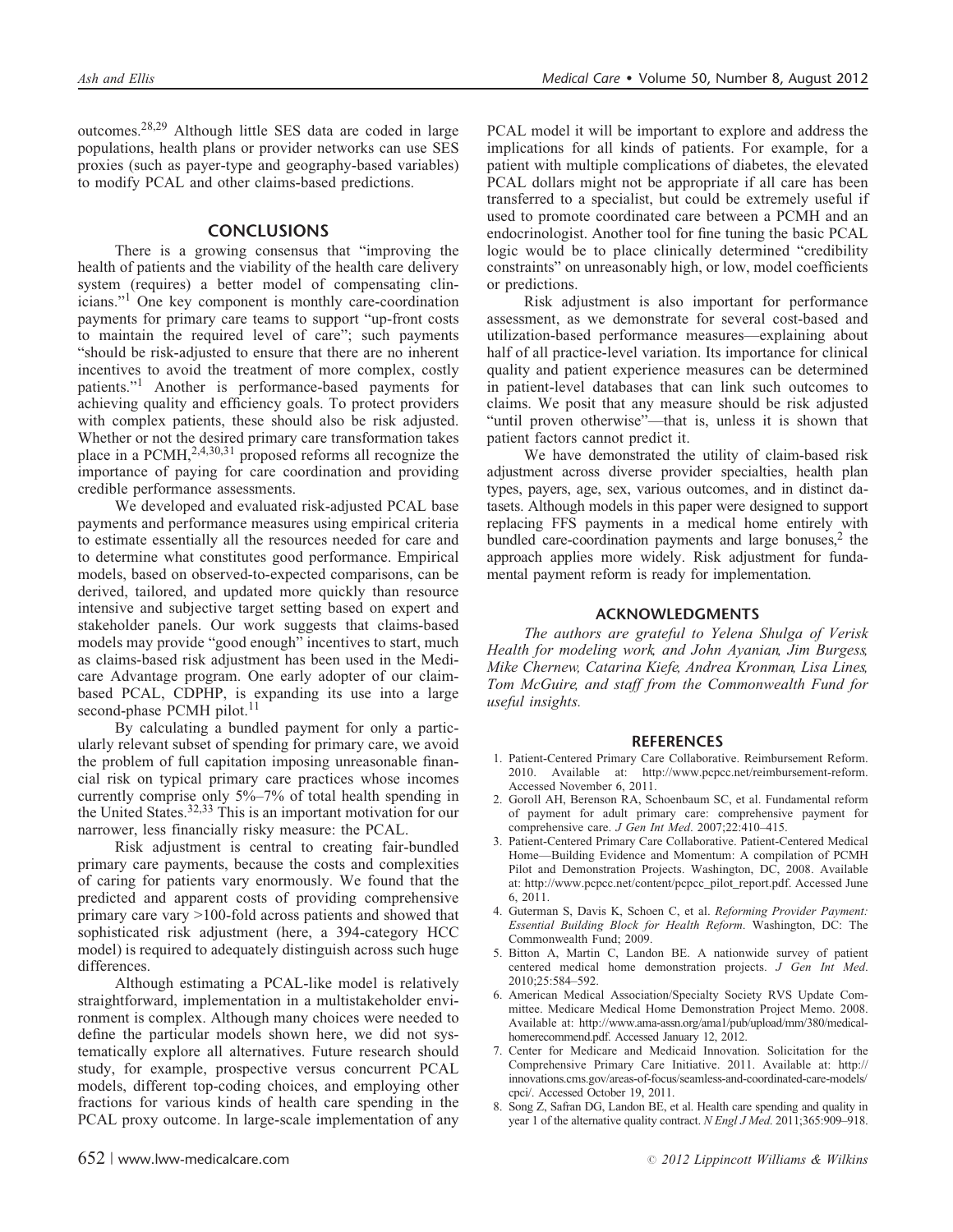outcomes.[28,29] Although little SES data are coded in large populations, health plans or provider networks can use SES proxies (such as payer-type and geography-based variables) to modify PCAL and other claims-based predictions.

## CONCLUSIONS

There is a growing consensus that "improving the health of patients and the viability of the health care delivery system (requires) a better model of compensating clinicians."[1] One key component is monthly care-coordination payments for primary care teams to support "up-front costs to maintain the required level of care"; such payments "should be risk-adjusted to ensure that there are no inherent incentives to avoid the treatment of more complex, costly patients."[1] Another is performance-based payments for achieving quality and efficiency goals. To protect providers with complex patients, these should also be risk adjusted. Whether or not the desired primary care transformation takes place in a PCMH,[2,4,30,31] proposed reforms all recognize the importance of paying for care coordination and providing credible performance assessments.

We developed and evaluated risk-adjusted PCAL base payments and performance measures using empirical criteria to estimate essentially all the resources needed for care and to determine what constitutes good performance. Empirical models, based on observed-to-expected comparisons, can be derived, tailored, and updated more quickly than resource intensive and subjective target setting based on expert and stakeholder panels. Our work suggests that claims-based models may provide "good enough" incentives to start, much as claims-based risk adjustment has been used in the Medicare Advantage program. One early adopter of our claim-based PCAL, CDPHP, is expanding its use into a large second-phase PCMH pilot.[11]

By calculating a bundled payment for only a particularly relevant subset of spending for primary care, we avoid the problem of full capitation imposing unreasonable financial risk on typical primary care practices whose incomes currently comprise only 5%–7% of total health spending in the United States.[32,33] This is an important motivation for our narrower, less financially risky measure: the PCAL.

Risk adjustment is central to creating fair-bundled primary care payments, because the costs and complexities of caring for patients vary enormously. We found that the predicted and apparent costs of providing comprehensive primary care vary >100-fold across patients and showed that sophisticated risk adjustment (here, a 394-category HCC model) is required to adequately distinguish across such huge differences.

Although estimating a PCAL-like model is relatively straightforward, implementation in a multistakeholder environment is complex. Although many choices were needed to define the particular models shown here, we did not systematically explore all alternatives. Future research should study, for example, prospective versus concurrent PCAL models, different top-coding choices, and employing other fractions for various kinds of health care spending in the PCAL proxy outcome. In large-scale implementation of any PCAL model it will be important to explore and address the implications for all kinds of patients. For example, for a patient with multiple complications of diabetes, the elevated PCAL dollars might not be appropriate if all care has been transferred to a specialist, but could be extremely useful if used to promote coordinated care between a PCMH and an endocrinologist. Another tool for fine tuning the basic PCAL logic would be to place clinically determined "credibility constraints" on unreasonably high, or low, model coefficients or predictions.

Risk adjustment is also important for performance assessment, as we demonstrate for several cost-based and utilization-based performance measures—explaining about half of all practice-level variation. Its importance for clinical quality and patient experience measures can be determined in patient-level databases that can link such outcomes to claims. We posit that any measure should be risk adjusted "until proven otherwise"—that is, unless it is shown that patient factors cannot predict it.

We have demonstrated the utility of claim-based risk adjustment across diverse provider specialties, health plan types, payers, age, sex, various outcomes, and in distinct datasets. Although models in this paper were designed to support replacing FFS payments in a medical home entirely with bundled care-coordination payments and large bonuses,[2] the approach applies more widely. Risk adjustment for fundamental payment reform is ready for implementation.

## ACKNOWLEDGMENTS

*The authors are grateful to Yelena Shulga of Verisk Health for modeling work, and John Ayanian, Jim Burgess, Mike Chernew, Catarina Kiefe, Andrea Kronman, Lisa Lines, Tom McGuire, and staff from the Commonwealth Fund for useful insights.*

## REFERENCES

1. Patient-Centered Primary Care Collaborative. Reimbursement Reform. 2010. Available at: http://www.pcpcc.net/reimbursement-reform. Accessed November 6, 2011.
2. Goroll AH, Berenson RA, Schoenbaum SC, et al. Fundamental reform of payment for adult primary care: comprehensive payment for comprehensive care. *J Gen Int Med*. 2007;22:410–415.
3. Patient-Centered Primary Care Collaborative. Patient-Centered Medical Home—Building Evidence and Momentum: A compilation of PCMH Pilot and Demonstration Projects. Washington, DC, 2008. Available at: http://www.pcpcc.net/content/pcpcc_pilot_report.pdf. Accessed June 6, 2011.
4. Guterman S, Davis K, Schoen C, et al. *Reforming Provider Payment: Essential Building Block for Health Reform*. Washington, DC: The Commonwealth Fund; 2009.
5. Bitton A, Martin C, Landon BE. A nationwide survey of patient centered medical home demonstration projects. *J Gen Int Med*. 2010;25:584–592.
6. American Medical Association/Specialty Society RVS Update Committee. Medicare Medical Home Demonstration Project Memo. 2008. Available at: http://www.ama-assn.org/ama1/pub/upload/mm/380/medical-homerecommend.pdf. Accessed January 12, 2012.
7. Center for Medicare and Medicaid Innovation. Solicitation for the Comprehensive Primary Care Initiative. 2011. Available at: http://innovations.cms.gov/areas-of-focus/seamless-and-coordinated-care-models/cpci/. Accessed October 19, 2011.
8. Song Z, Safran DG, Landon BE, et al. Health care spending and quality in year 1 of the alternative quality contract. *N Engl J Med*. 2011;365:909–918.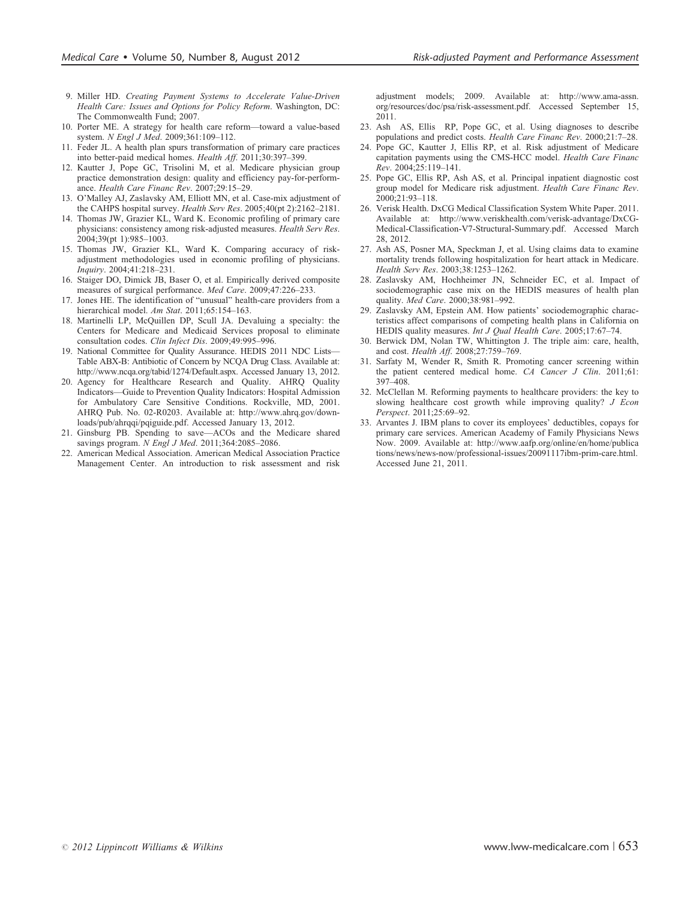9. Miller HD. *Creating Payment Systems to Accelerate Value-Driven Health Care: Issues and Options for Policy Reform*. Washington, DC: The Commonwealth Fund; 2007.
10. Porter ME. A strategy for health care reform—toward a value-based system. *N Engl J Med*. 2009;361:109–112.
11. Feder JL. A health plan spurs transformation of primary care practices into better-paid medical homes. *Health Aff*. 2011;30:397–399.
12. Kautter J, Pope GC, Trisolini M, et al. Medicare physician group practice demonstration design: quality and efficiency pay-for-performance. *Health Care Financ Rev*. 2007;29:15–29.
13. O'Malley AJ, Zaslavsky AM, Elliott MN, et al. Case-mix adjustment of the CAHPS hospital survey. *Health Serv Res*. 2005;40(pt 2):2162–2181.
14. Thomas JW, Grazier KL, Ward K. Economic profiling of primary care physicians: consistency among risk-adjusted measures. *Health Serv Res*. 2004;39(pt 1):985–1003.
15. Thomas JW, Grazier KL, Ward K. Comparing accuracy of risk-adjustment methodologies used in economic profiling of physicians. *Inquiry*. 2004;41:218–231.
16. Staiger DO, Dimick JB, Baser O, et al. Empirically derived composite measures of surgical performance. *Med Care*. 2009;47:226–233.
17. Jones HE. The identification of "unusual" health-care providers from a hierarchical model. *Am Stat*. 2011;65:154–163.
18. Martinelli LP, McQuillen DP, Scull JA. Devaluing a specialty: the Centers for Medicare and Medicaid Services proposal to eliminate consultation codes. *Clin Infect Dis*. 2009;49:995–996.
19. National Committee for Quality Assurance. HEDIS 2011 NDC Lists—Table ABX-B: Antibiotic of Concern by NCQA Drug Class. Available at: http://www.ncqa.org/tabid/1274/Default.aspx. Accessed January 13, 2012.
20. Agency for Healthcare Research and Quality. AHRQ Quality Indicators—Guide to Prevention Quality Indicators: Hospital Admission for Ambulatory Care Sensitive Conditions. Rockville, MD, 2001. AHRQ Pub. No. 02-R0203. Available at: http://www.ahrq.gov/downloads/pub/ahrqqi/pqiguide.pdf. Accessed January 13, 2012.
21. Ginsburg PB. Spending to save—ACOs and the Medicare shared savings program. *N Engl J Med*. 2011;364:2085–2086.
22. American Medical Association. American Medical Association Practice Management Center. An introduction to risk assessment and risk adjustment models; 2009. Available at: http://www.ama-assn.org/resources/doc/psa/risk-assessment.pdf. Accessed September 15, 2011.
23. Ash AS, Ellis RP, Pope GC, et al. Using diagnoses to describe populations and predict costs. *Health Care Financ Rev*. 2000;21:7–28.
24. Pope GC, Kautter J, Ellis RP, et al. Risk adjustment of Medicare capitation payments using the CMS-HCC model. *Health Care Financ Rev*. 2004;25:119–141.
25. Pope GC, Ellis RP, Ash AS, et al. Principal inpatient diagnostic cost group model for Medicare risk adjustment. *Health Care Financ Rev*. 2000;21:93–118.
26. Verisk Health. DxCG Medical Classification System White Paper. 2011. Available at: http://www.veriskhealth.com/verisk-advantage/DxCG-Medical-Classification-V7-Structural-Summary.pdf. Accessed March 28, 2012.
27. Ash AS, Posner MA, Speckman J, et al. Using claims data to examine mortality trends following hospitalization for heart attack in Medicare. *Health Serv Res*. 2003;38:1253–1262.
28. Zaslavsky AM, Hochheimer JN, Schneider EC, et al. Impact of sociodemographic case mix on the HEDIS measures of health plan quality. *Med Care*. 2000;38:981–992.
29. Zaslavsky AM, Epstein AM. How patients' sociodemographic characteristics affect comparisons of competing health plans in California on HEDIS quality measures. *Int J Qual Health Care*. 2005;17:67–74.
30. Berwick DM, Nolan TW, Whittington J. The triple aim: care, health, and cost. *Health Aff*. 2008;27:759–769.
31. Sarfaty M, Wender R, Smith R. Promoting cancer screening within the patient centered medical home. *CA Cancer J Clin*. 2011;61:397–408.
32. McClellan M. Reforming payments to healthcare providers: the key to slowing healthcare cost growth while improving quality? *J Econ Perspect*. 2011;25:69–92.
33. Arvantes J. IBM plans to cover its employees' deductibles, copays for primary care services. American Academy of Family Physicians News Now. 2009. Available at: http://www.aafp.org/online/en/home/publications/news/news-now/professional-issues/20091117ibm-prim-care.html. Accessed June 21, 2011.